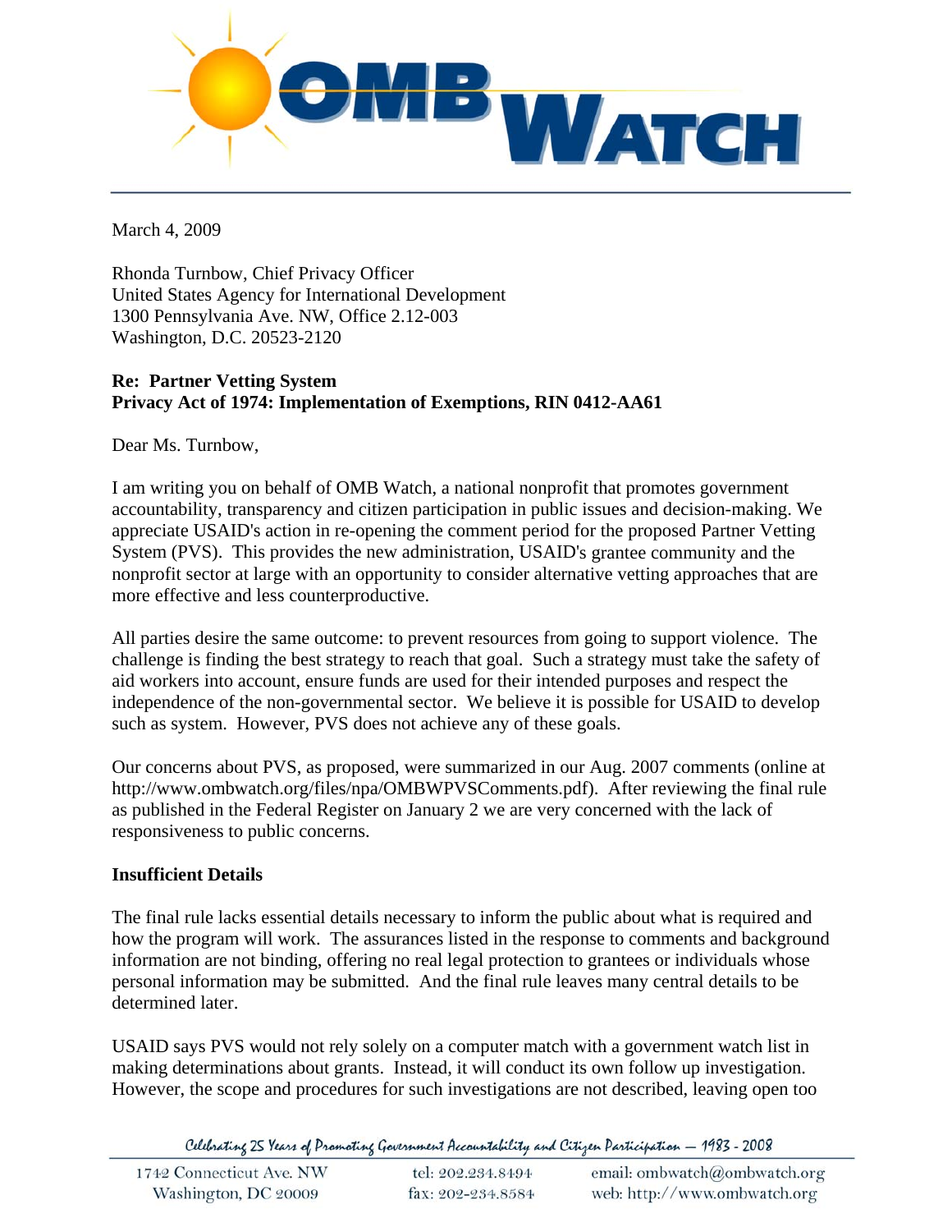March 4, 2009

Rhonda Turnbow, Chief Privacy Officer
United States Agency for International Development
1300 Pennsylvania Ave. NW, Office 2.12-003
Washington, D.C. 20523-2120

**Re: Partner Vetting System**
**Privacy Act of 1974: Implementation of Exemptions, RIN 0412-AA61**

Dear Ms. Turnbow,

I am writing you on behalf of OMB Watch, a national nonprofit that promotes government accountability, transparency and citizen participation in public issues and decision-making. We appreciate USAID's action in re-opening the comment period for the proposed Partner Vetting System (PVS). This provides the new administration, USAID's grantee community and the nonprofit sector at large with an opportunity to consider alternative vetting approaches that are more effective and less counterproductive.

All parties desire the same outcome: to prevent resources from going to support violence. The challenge is finding the best strategy to reach that goal. Such a strategy must take the safety of aid workers into account, ensure funds are used for their intended purposes and respect the independence of the non-governmental sector. We believe it is possible for USAID to develop such as system. However, PVS does not achieve any of these goals.

Our concerns about PVS, as proposed, were summarized in our Aug. 2007 comments (online at http://www.ombwatch.org/files/npa/OMBWPVSComments.pdf). After reviewing the final rule as published in the Federal Register on January 2 we are very concerned with the lack of responsiveness to public concerns.

**Insufficient Details**

The final rule lacks essential details necessary to inform the public about what is required and how the program will work. The assurances listed in the response to comments and background information are not binding, offering no real legal protection to grantees or individuals whose personal information may be submitted. And the final rule leaves many central details to be determined later.

USAID says PVS would not rely solely on a computer match with a government watch list in making determinations about grants. Instead, it will conduct its own follow up investigation. However, the scope and procedures for such investigations are not described, leaving open too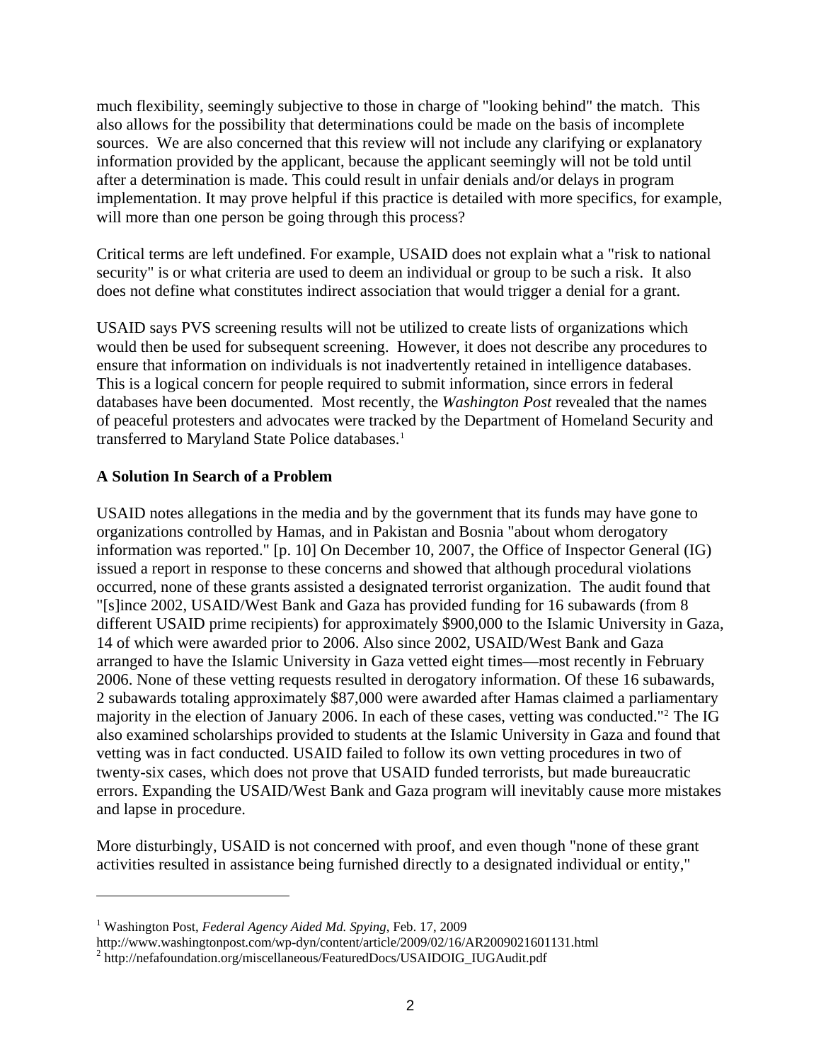much flexibility, seemingly subjective to those in charge of "looking behind" the match. This also allows for the possibility that determinations could be made on the basis of incomplete sources. We are also concerned that this review will not include any clarifying or explanatory information provided by the applicant, because the applicant seemingly will not be told until after a determination is made. This could result in unfair denials and/or delays in program implementation. It may prove helpful if this practice is detailed with more specifics, for example, will more than one person be going through this process?

Critical terms are left undefined. For example, USAID does not explain what a "risk to national security" is or what criteria are used to deem an individual or group to be such a risk. It also does not define what constitutes indirect association that would trigger a denial for a grant.

USAID says PVS screening results will not be utilized to create lists of organizations which would then be used for subsequent screening. However, it does not describe any procedures to ensure that information on individuals is not inadvertently retained in intelligence databases. This is a logical concern for people required to submit information, since errors in federal databases have been documented. Most recently, the *Washington Post* revealed that the names of peaceful protesters and advocates were tracked by the Department of Homeland Security and transferred to Maryland State Police databases.[1]

**A Solution In Search of a Problem**

USAID notes allegations in the media and by the government that its funds may have gone to organizations controlled by Hamas, and in Pakistan and Bosnia "about whom derogatory information was reported." [p. 10] On December 10, 2007, the Office of Inspector General (IG) issued a report in response to these concerns and showed that although procedural violations occurred, none of these grants assisted a designated terrorist organization. The audit found that "[s]ince 2002, USAID/West Bank and Gaza has provided funding for 16 subawards (from 8 different USAID prime recipients) for approximately $900,000 to the Islamic University in Gaza, 14 of which were awarded prior to 2006. Also since 2002, USAID/West Bank and Gaza arranged to have the Islamic University in Gaza vetted eight times—most recently in February 2006. None of these vetting requests resulted in derogatory information. Of these 16 subawards, 2 subawards totaling approximately $87,000 were awarded after Hamas claimed a parliamentary majority in the election of January 2006. In each of these cases, vetting was conducted."[2] The IG also examined scholarships provided to students at the Islamic University in Gaza and found that vetting was in fact conducted. USAID failed to follow its own vetting procedures in two of twenty-six cases, which does not prove that USAID funded terrorists, but made bureaucratic errors. Expanding the USAID/West Bank and Gaza program will inevitably cause more mistakes and lapse in procedure.

More disturbingly, USAID is not concerned with proof, and even though "none of these grant activities resulted in assistance being furnished directly to a designated individual or entity,"

---

[1] Washington Post, *Federal Agency Aided Md. Spying*, Feb. 17, 2009 http://www.washingtonpost.com/wp-dyn/content/article/2009/02/16/AR2009021601131.html

[2] http://nefafoundation.org/miscellaneous/FeaturedDocs/USAIDOIG_IUGAudit.pdf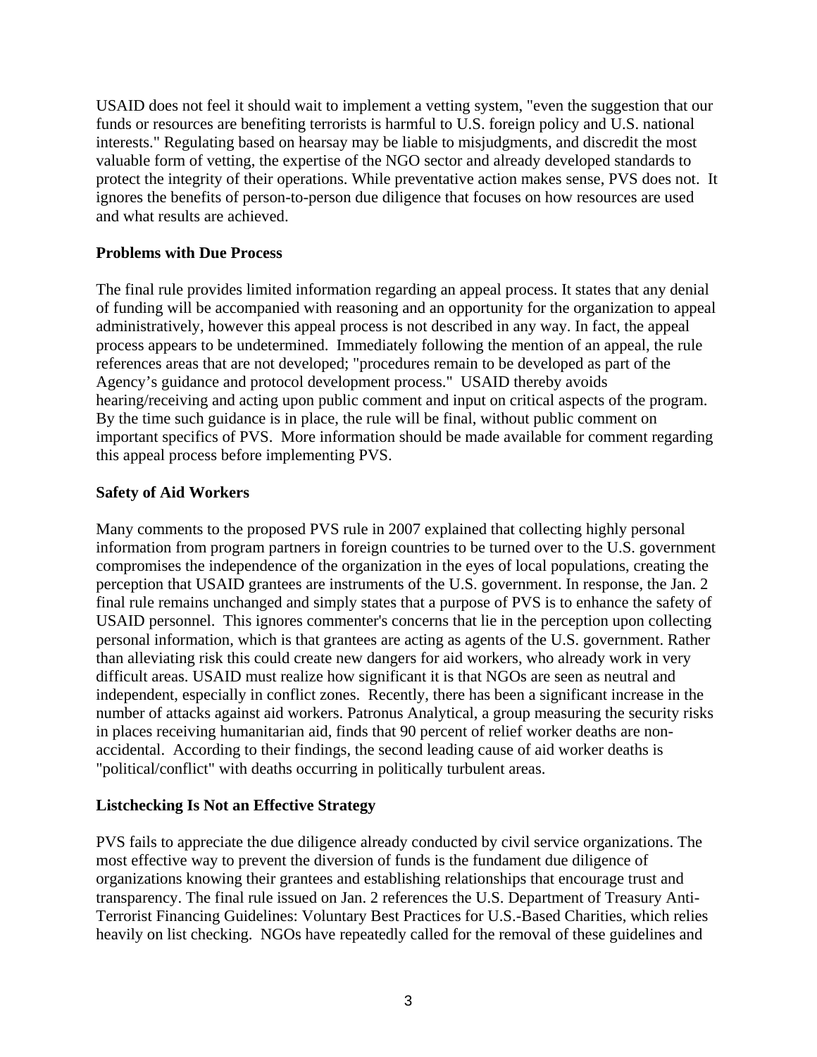USAID does not feel it should wait to implement a vetting system, "even the suggestion that our funds or resources are benefiting terrorists is harmful to U.S. foreign policy and U.S. national interests." Regulating based on hearsay may be liable to misjudgments, and discredit the most valuable form of vetting, the expertise of the NGO sector and already developed standards to protect the integrity of their operations. While preventative action makes sense, PVS does not. It ignores the benefits of person-to-person due diligence that focuses on how resources are used and what results are achieved.

**Problems with Due Process**

The final rule provides limited information regarding an appeal process. It states that any denial of funding will be accompanied with reasoning and an opportunity for the organization to appeal administratively, however this appeal process is not described in any way. In fact, the appeal process appears to be undetermined. Immediately following the mention of an appeal, the rule references areas that are not developed; "procedures remain to be developed as part of the Agency's guidance and protocol development process." USAID thereby avoids hearing/receiving and acting upon public comment and input on critical aspects of the program. By the time such guidance is in place, the rule will be final, without public comment on important specifics of PVS. More information should be made available for comment regarding this appeal process before implementing PVS.

**Safety of Aid Workers**

Many comments to the proposed PVS rule in 2007 explained that collecting highly personal information from program partners in foreign countries to be turned over to the U.S. government compromises the independence of the organization in the eyes of local populations, creating the perception that USAID grantees are instruments of the U.S. government. In response, the Jan. 2 final rule remains unchanged and simply states that a purpose of PVS is to enhance the safety of USAID personnel. This ignores commenter's concerns that lie in the perception upon collecting personal information, which is that grantees are acting as agents of the U.S. government. Rather than alleviating risk this could create new dangers for aid workers, who already work in very difficult areas. USAID must realize how significant it is that NGOs are seen as neutral and independent, especially in conflict zones. Recently, there has been a significant increase in the number of attacks against aid workers. Patronus Analytical, a group measuring the security risks in places receiving humanitarian aid, finds that 90 percent of relief worker deaths are non-accidental. According to their findings, the second leading cause of aid worker deaths is "political/conflict" with deaths occurring in politically turbulent areas.

**Listchecking Is Not an Effective Strategy**

PVS fails to appreciate the due diligence already conducted by civil service organizations. The most effective way to prevent the diversion of funds is the fundament due diligence of organizations knowing their grantees and establishing relationships that encourage trust and transparency. The final rule issued on Jan. 2 references the U.S. Department of Treasury Anti-Terrorist Financing Guidelines: Voluntary Best Practices for U.S.-Based Charities, which relies heavily on list checking. NGOs have repeatedly called for the removal of these guidelines and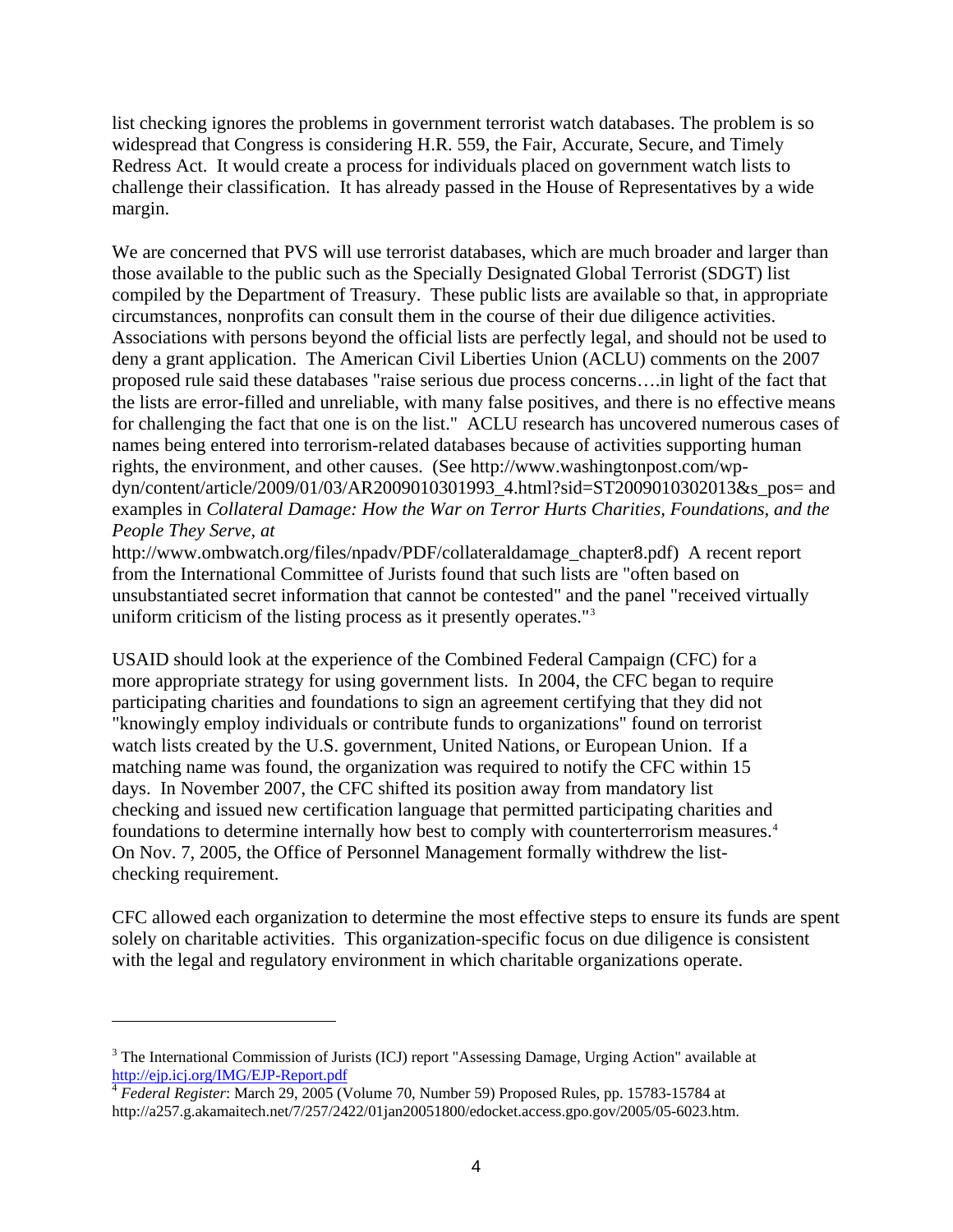list checking ignores the problems in government terrorist watch databases. The problem is so widespread that Congress is considering H.R. 559, the Fair, Accurate, Secure, and Timely Redress Act. It would create a process for individuals placed on government watch lists to challenge their classification. It has already passed in the House of Representatives by a wide margin.

We are concerned that PVS will use terrorist databases, which are much broader and larger than those available to the public such as the Specially Designated Global Terrorist (SDGT) list compiled by the Department of Treasury. These public lists are available so that, in appropriate circumstances, nonprofits can consult them in the course of their due diligence activities. Associations with persons beyond the official lists are perfectly legal, and should not be used to deny a grant application. The American Civil Liberties Union (ACLU) comments on the 2007 proposed rule said these databases "raise serious due process concerns….in light of the fact that the lists are error-filled and unreliable, with many false positives, and there is no effective means for challenging the fact that one is on the list." ACLU research has uncovered numerous cases of names being entered into terrorism-related databases because of activities supporting human rights, the environment, and other causes. (See http://www.washingtonpost.com/wp-dyn/content/article/2009/01/03/AR2009010301993_4.html?sid=ST2009010302013&s_pos= and examples in *Collateral Damage: How the War on Terror Hurts Charities, Foundations, and the People They Serve, at* http://www.ombwatch.org/files/npadv/PDF/collateraldamage_chapter8.pdf) A recent report from the International Committee of Jurists found that such lists are "often based on unsubstantiated secret information that cannot be contested" and the panel "received virtually uniform criticism of the listing process as it presently operates."[3]

USAID should look at the experience of the Combined Federal Campaign (CFC) for a more appropriate strategy for using government lists. In 2004, the CFC began to require participating charities and foundations to sign an agreement certifying that they did not "knowingly employ individuals or contribute funds to organizations" found on terrorist watch lists created by the U.S. government, United Nations, or European Union. If a matching name was found, the organization was required to notify the CFC within 15 days. In November 2007, the CFC shifted its position away from mandatory list checking and issued new certification language that permitted participating charities and foundations to determine internally how best to comply with counterterrorism measures.[4] On Nov. 7, 2005, the Office of Personnel Management formally withdrew the list-checking requirement.

CFC allowed each organization to determine the most effective steps to ensure its funds are spent solely on charitable activities. This organization-specific focus on due diligence is consistent with the legal and regulatory environment in which charitable organizations operate.

---

[3] The International Commission of Jurists (ICJ) report "Assessing Damage, Urging Action" available at http://ejp.icj.org/IMG/EJP-Report.pdf

[4] *Federal Register*: March 29, 2005 (Volume 70, Number 59) Proposed Rules, pp. 15783-15784 at http://a257.g.akamaitech.net/7/257/2422/01jan20051800/edocket.access.gpo.gov/2005/05-6023.htm.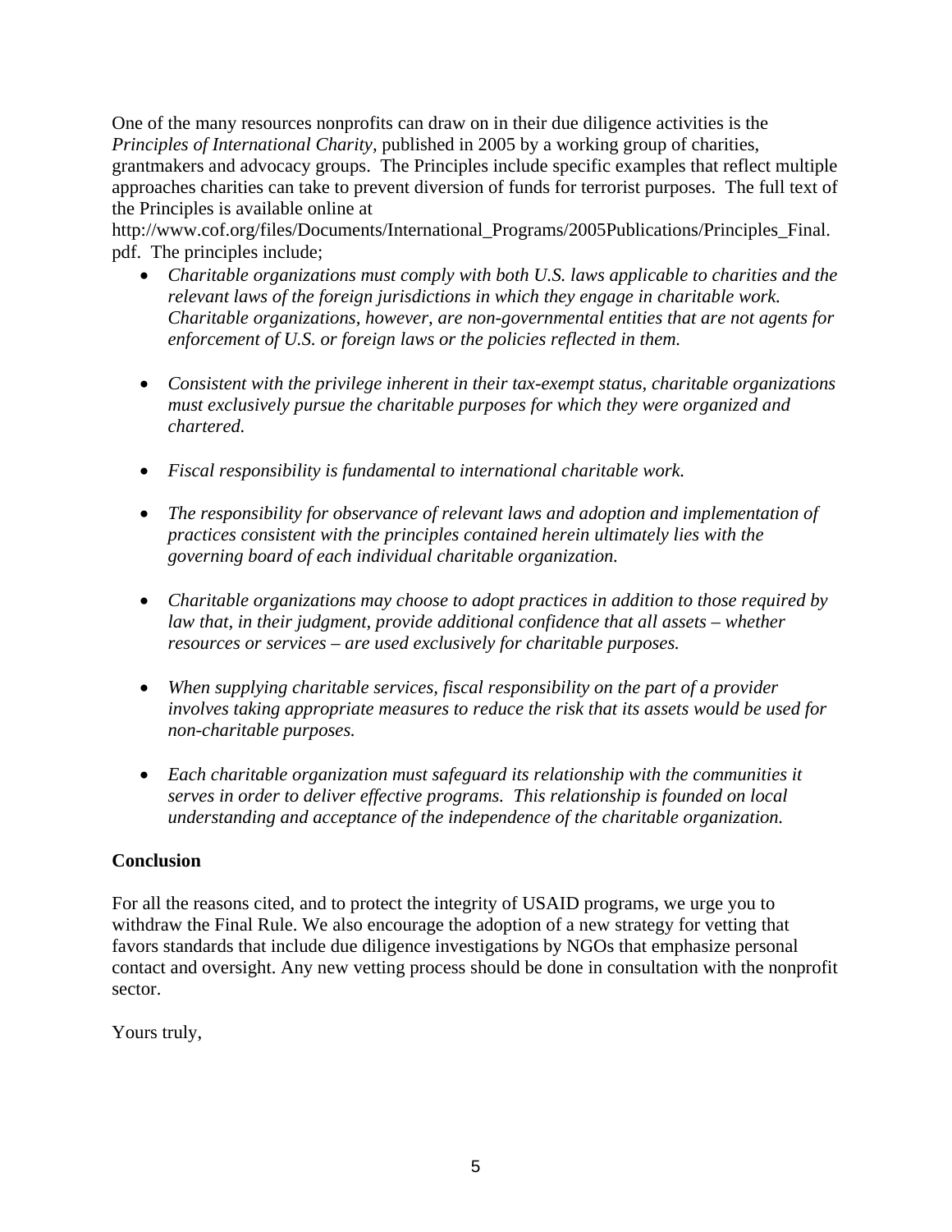One of the many resources nonprofits can draw on in their due diligence activities is the *Principles of International Charity*, published in 2005 by a working group of charities, grantmakers and advocacy groups. The Principles include specific examples that reflect multiple approaches charities can take to prevent diversion of funds for terrorist purposes. The full text of the Principles is available online at http://www.cof.org/files/Documents/International_Programs/2005Publications/Principles_Final.pdf. The principles include;

- *Charitable organizations must comply with both U.S. laws applicable to charities and the relevant laws of the foreign jurisdictions in which they engage in charitable work. Charitable organizations, however, are non-governmental entities that are not agents for enforcement of U.S. or foreign laws or the policies reflected in them.*

- *Consistent with the privilege inherent in their tax-exempt status, charitable organizations must exclusively pursue the charitable purposes for which they were organized and chartered.*

- *Fiscal responsibility is fundamental to international charitable work.*

- *The responsibility for observance of relevant laws and adoption and implementation of practices consistent with the principles contained herein ultimately lies with the governing board of each individual charitable organization.*

- *Charitable organizations may choose to adopt practices in addition to those required by law that, in their judgment, provide additional confidence that all assets – whether resources or services – are used exclusively for charitable purposes.*

- *When supplying charitable services, fiscal responsibility on the part of a provider involves taking appropriate measures to reduce the risk that its assets would be used for non-charitable purposes.*

- *Each charitable organization must safeguard its relationship with the communities it serves in order to deliver effective programs. This relationship is founded on local understanding and acceptance of the independence of the charitable organization.*

**Conclusion**

For all the reasons cited, and to protect the integrity of USAID programs, we urge you to withdraw the Final Rule. We also encourage the adoption of a new strategy for vetting that favors standards that include due diligence investigations by NGOs that emphasize personal contact and oversight. Any new vetting process should be done in consultation with the nonprofit sector.

Yours truly,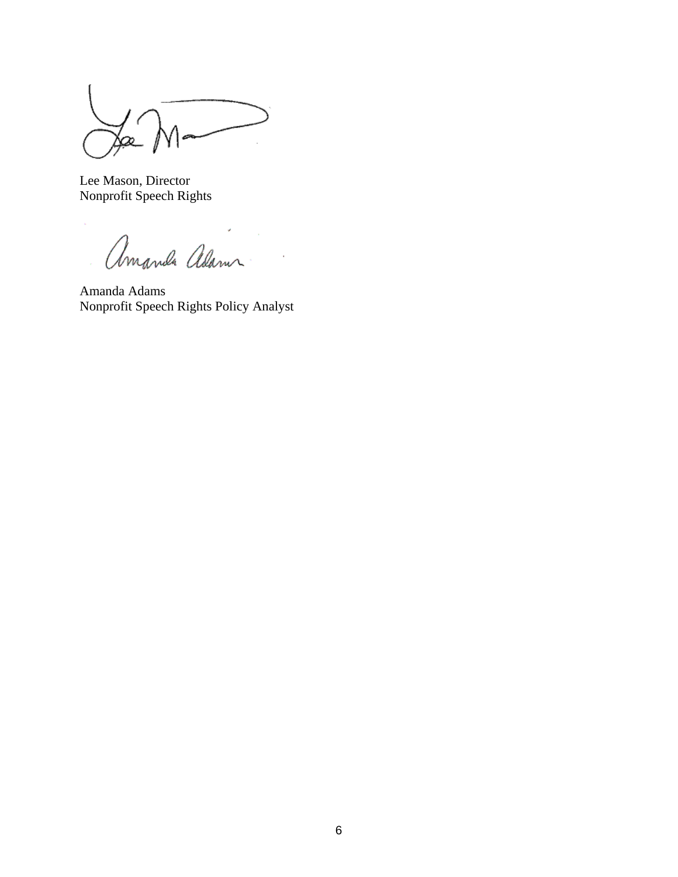Lee Mason, Director
Nonprofit Speech Rights

Amanda Adams
Nonprofit Speech Rights Policy Analyst